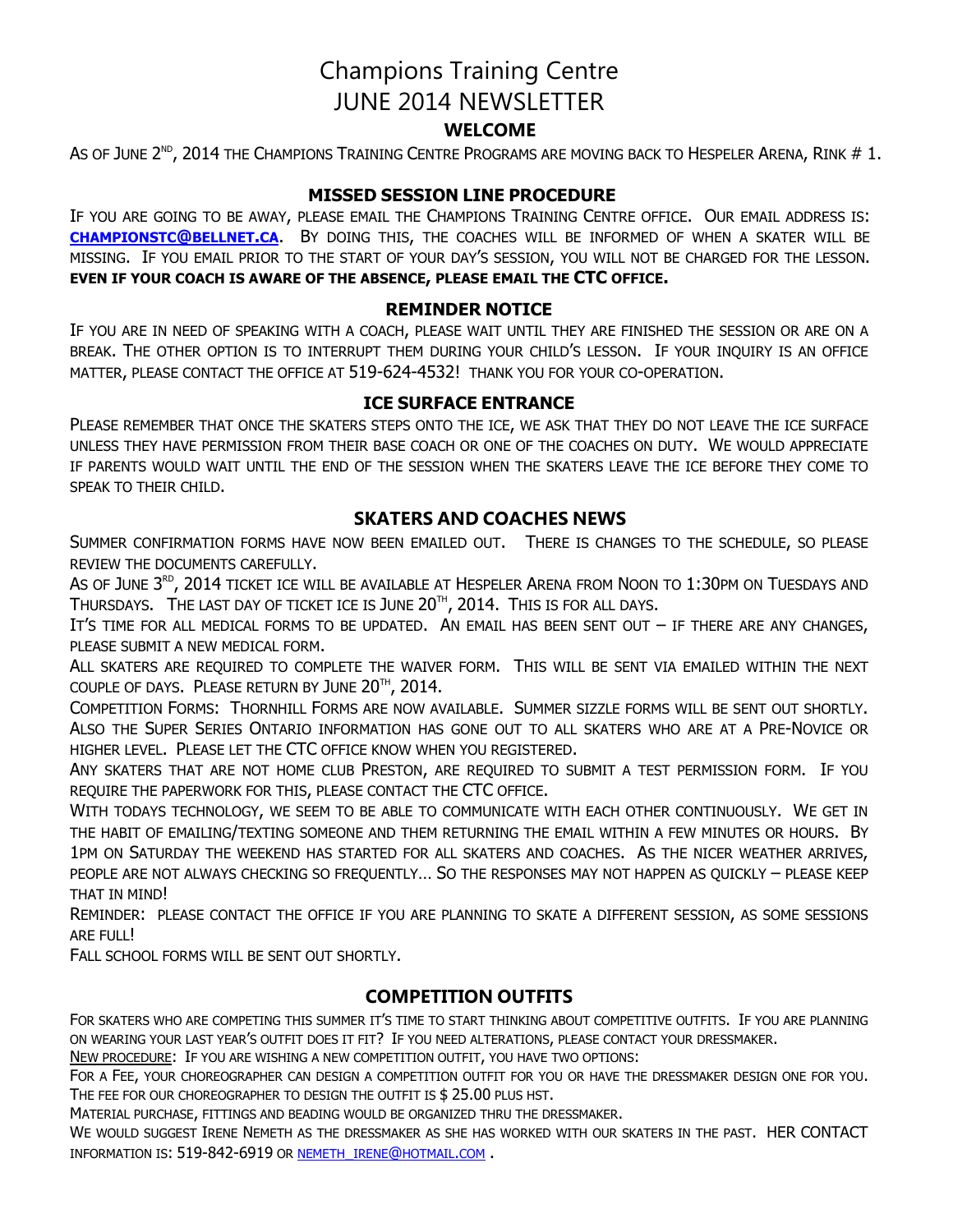# Champions Training Centre
# JUNE 2014 NEWSLETTER

## WELCOME

As of June 2nd, 2014 the Champions Training Centre Programs are moving back to Hespeler Arena, Rink # 1.

## MISSED SESSION LINE PROCEDURE

If you are going to be away, please email the Champions Training Centre office. Our email address is: **CHAMPIONSTC@BELLNET.CA**. By doing this, the coaches will be informed of when a skater will be missing. If you email prior to the start of your day's session, you will not be charged for the lesson. **EVEN IF YOUR COACH IS AWARE OF THE ABSENCE, PLEASE EMAIL THE CTC OFFICE.**

## REMINDER NOTICE

If you are in need of speaking with a coach, please wait until they are finished the session or are on a break. The other option is to interrupt them during your child's lesson. If your inquiry is an office matter, please contact the office at 519-624-4532! Thank you for your co-operation.

## ICE SURFACE ENTRANCE

Please remember that once the skaters steps onto the ice, we ask that they do not leave the ice surface unless they have permission from their base coach or one of the coaches on duty. We would appreciate if parents would wait until the end of the session when the skaters leave the ice before they come to speak to their child.

## SKATERS AND COACHES NEWS

Summer confirmation forms have now been emailed out. There is changes to the schedule, so please review the documents carefully.

As of June 3rd, 2014 ticket ice will be available at Hespeler Arena from Noon to 1:30pm on Tuesdays and Thursdays. The last day of ticket ice is June 20th, 2014. This is for all days.

It's time for all medical forms to be updated. An email has been sent out – if there are any changes, please submit a new medical form.

All skaters are required to complete the waiver form. This will be sent via emailed within the next couple of days. Please return by June 20th, 2014.

Competition Forms: Thornhill Forms are now available. Summer sizzle forms will be sent out shortly. Also the Super Series Ontario information has gone out to all skaters who are at a Pre-Novice or higher level. Please let the CTC office know when you registered.

Any skaters that are not home club Preston, are required to submit a test permission form. If you require the paperwork for this, please contact the CTC office.

With todays technology, we seem to be able to communicate with each other continuously. We get in the habit of emailing/texting someone and them returning the email within a few minutes or hours. By 1pm on Saturday the weekend has started for all skaters and coaches. As the nicer weather arrives, people are not always checking so frequently… So the responses may not happen as quickly – please keep that in mind!

Reminder: please contact the office if you are planning to skate a different session, as some sessions are full!

Fall school forms will be sent out shortly.

## COMPETITION OUTFITS

For skaters who are competing this summer it's time to start thinking about competitive outfits. If you are planning on wearing your last year's outfit does it fit? If you need alterations, please contact your dressmaker.

New procedure: If you are wishing a new competition outfit, you have two options:

For a fee, your choreographer can design a competition outfit for you or have the dressmaker design one for you. The fee for our choreographer to design the outfit is $ 25.00 plus HST.

Material purchase, fittings and beading would be organized thru the dressmaker.

We would suggest Irene Nemeth as the dressmaker as she has worked with our skaters in the past. Her contact information is: 519-842-6919 or NEMETH_IRENE@HOTMAIL.COM .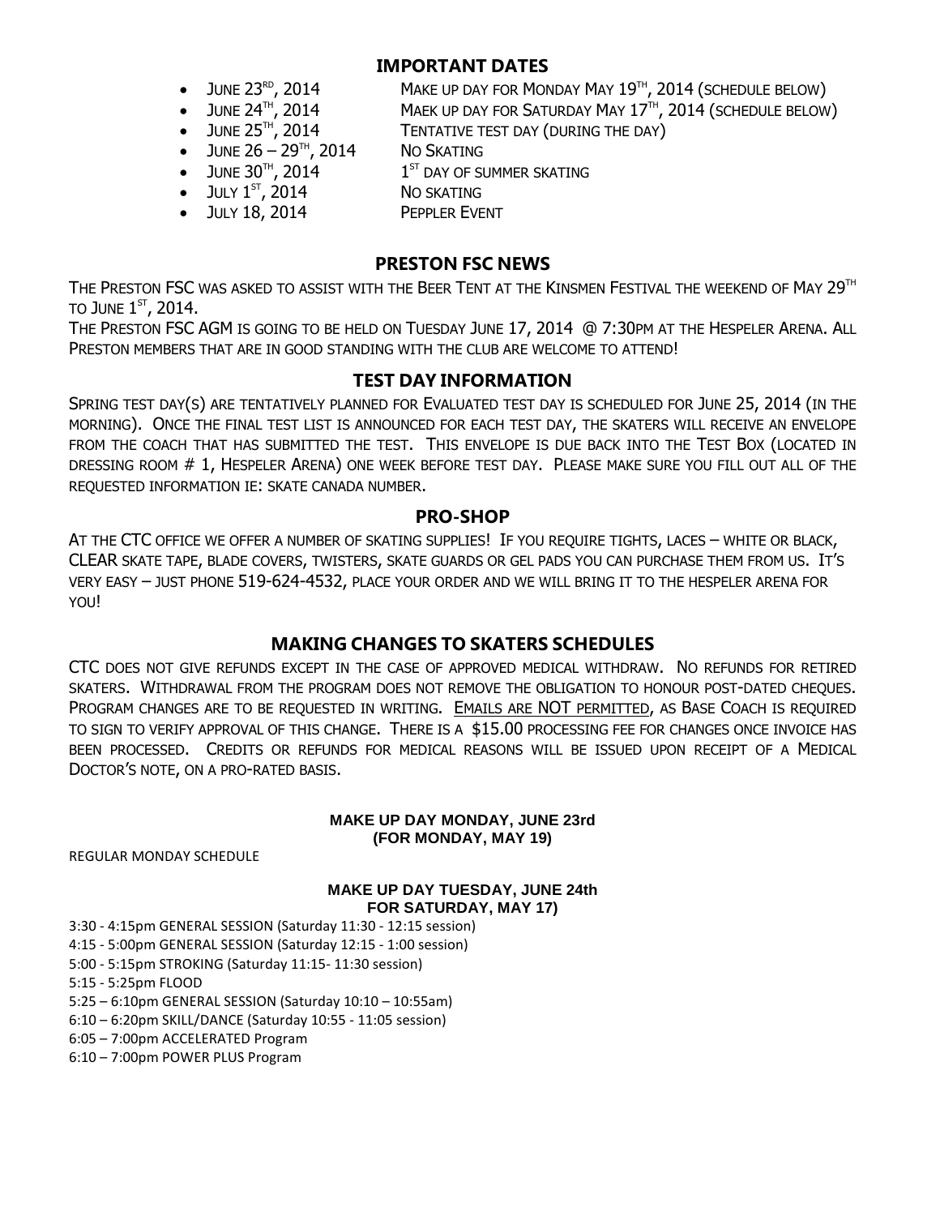## IMPORTANT DATES

- JUNE 23RD, 2014 — MAKE UP DAY FOR MONDAY MAY 19TH, 2014 (SCHEDULE BELOW)
- JUNE 24TH, 2014 — MAEK UP DAY FOR SATURDAY MAY 17TH, 2014 (SCHEDULE BELOW)
- JUNE 25TH, 2014 — TENTATIVE TEST DAY (DURING THE DAY)
- JUNE 26 – 29TH, 2014 — NO SKATING
- JUNE 30TH, 2014 — 1ST DAY OF SUMMER SKATING
- JULY 1ST, 2014 — NO SKATING
- JULY 18, 2014 — PEPPLER EVENT

## PRESTON FSC NEWS

THE PRESTON FSC WAS ASKED TO ASSIST WITH THE BEER TENT AT THE KINSMEN FESTIVAL THE WEEKEND OF MAY 29TH TO JUNE 1ST, 2014.

THE PRESTON FSC AGM IS GOING TO BE HELD ON TUESDAY JUNE 17, 2014 @ 7:30PM AT THE HESPELER ARENA. ALL PRESTON MEMBERS THAT ARE IN GOOD STANDING WITH THE CLUB ARE WELCOME TO ATTEND!

## TEST DAY INFORMATION

SPRING TEST DAY(S) ARE TENTATIVELY PLANNED FOR EVALUATED TEST DAY IS SCHEDULED FOR JUNE 25, 2014 (IN THE MORNING). ONCE THE FINAL TEST LIST IS ANNOUNCED FOR EACH TEST DAY, THE SKATERS WILL RECEIVE AN ENVELOPE FROM THE COACH THAT HAS SUBMITTED THE TEST. THIS ENVELOPE IS DUE BACK INTO THE TEST BOX (LOCATED IN DRESSING ROOM # 1, HESPELER ARENA) ONE WEEK BEFORE TEST DAY. PLEASE MAKE SURE YOU FILL OUT ALL OF THE REQUESTED INFORMATION IE: SKATE CANADA NUMBER.

## PRO-SHOP

AT THE CTC OFFICE WE OFFER A NUMBER OF SKATING SUPPLIES! IF YOU REQUIRE TIGHTS, LACES – WHITE OR BLACK, CLEAR SKATE TAPE, BLADE COVERS, TWISTERS, SKATE GUARDS OR GEL PADS YOU CAN PURCHASE THEM FROM US. IT'S VERY EASY – JUST PHONE 519-624-4532, PLACE YOUR ORDER AND WE WILL BRING IT TO THE HESPELER ARENA FOR YOU!

## MAKING CHANGES TO SKATERS SCHEDULES

CTC DOES NOT GIVE REFUNDS EXCEPT IN THE CASE OF APPROVED MEDICAL WITHDRAW. NO REFUNDS FOR RETIRED SKATERS. WITHDRAWAL FROM THE PROGRAM DOES NOT REMOVE THE OBLIGATION TO HONOUR POST-DATED CHEQUES. PROGRAM CHANGES ARE TO BE REQUESTED IN WRITING. <u>EMAILS ARE NOT PERMITTED</u>, AS BASE COACH IS REQUIRED TO SIGN TO VERIFY APPROVAL OF THIS CHANGE. THERE IS A $15.00 PROCESSING FEE FOR CHANGES ONCE INVOICE HAS BEEN PROCESSED. CREDITS OR REFUNDS FOR MEDICAL REASONS WILL BE ISSUED UPON RECEIPT OF A MEDICAL DOCTOR'S NOTE, ON A PRO-RATED BASIS.

### MAKE UP DAY MONDAY, JUNE 23rd (FOR MONDAY, MAY 19)

REGULAR MONDAY SCHEDULE

### MAKE UP DAY TUESDAY, JUNE 24th FOR SATURDAY, MAY 17)

3:30 - 4:15pm GENERAL SESSION (Saturday 11:30 - 12:15 session)
4:15 - 5:00pm GENERAL SESSION (Saturday 12:15 - 1:00 session)
5:00 - 5:15pm STROKING (Saturday 11:15- 11:30 session)
5:15 - 5:25pm FLOOD
5:25 – 6:10pm GENERAL SESSION (Saturday 10:10 – 10:55am)
6:10 – 6:20pm SKILL/DANCE (Saturday 10:55 - 11:05 session)
6:05 – 7:00pm ACCELERATED Program
6:10 – 7:00pm POWER PLUS Program